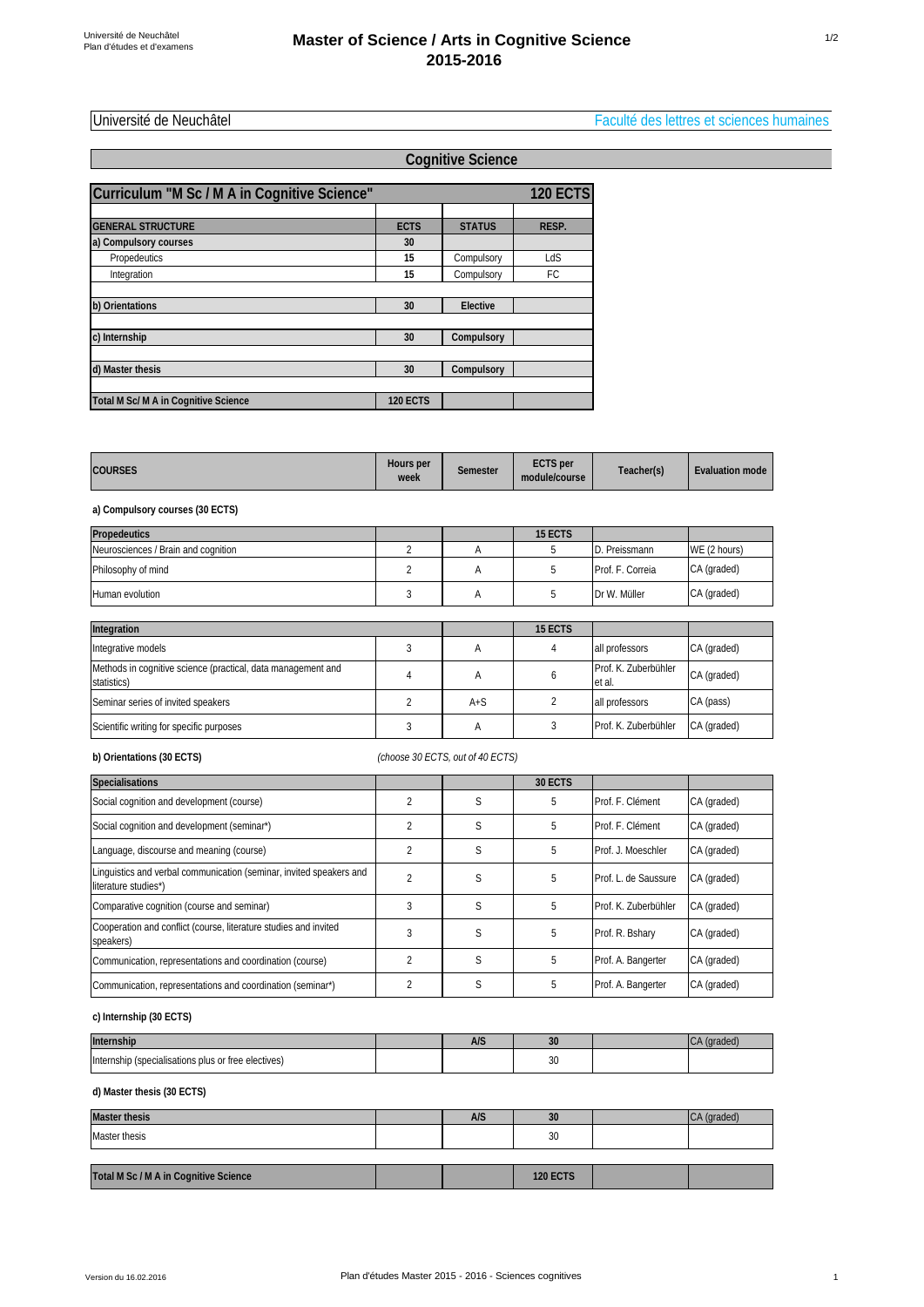# Master of Science / Arts in Cognitive Science 2015-2016

Université de Neuchâtel — Faculté des lettres et sciences humaines

## Cognitive Science

| Curriculum "M Sc / M A in Cognitive Science" | | | 120 ECTS |
|---|---|---|---|
| **GENERAL STRUCTURE** | **ECTS** | **STATUS** | **RESP.** |
| **a) Compulsory courses** | **30** | | |
| Propedeutics | 15 | Compulsory | LdS |
| Integration | 15 | Compulsory | FC |
| **b) Orientations** | **30** | **Elective** | |
| **c) Internship** | **30** | **Compulsory** | |
| **d) Master thesis** | **30** | **Compulsory** | |
| **Total M Sc/ M A in Cognitive Science** | **120 ECTS** | | |

| COURSES | Hours per week | Semester | ECTS per module/course | Teacher(s) | Evaluation mode |
|---|---|---|---|---|---|

**a) Compulsory courses (30 ECTS)**

| Propedeutics | | | 15 ECTS | | |
|---|---|---|---|---|---|
| Neurosciences / Brain and cognition | 2 | A | 5 | D. Preissmann | WE (2 hours) |
| Philosophy of mind | 2 | A | 5 | Prof. F. Correia | CA (graded) |
| Human evolution | 3 | A | 5 | Dr W. Müller | CA (graded) |

| Integration | | | 15 ECTS | | |
|---|---|---|---|---|---|
| Integrative models | 3 | A | 4 | all professors | CA (graded) |
| Methods in cognitive science (practical, data management and statistics) | 4 | A | 6 | Prof. K. Zuberbühler et al. | CA (graded) |
| Seminar series of invited speakers | 2 | A+S | 2 | all professors | CA (pass) |
| Scientific writing for specific purposes | 3 | A | 3 | Prof. K. Zuberbühler | CA (graded) |

**b) Orientations (30 ECTS)** *(choose 30 ECTS, out of 40 ECTS)*

| Specialisations | | | 30 ECTS | | |
|---|---|---|---|---|---|
| Social cognition and development (course) | 2 | S | 5 | Prof. F. Clément | CA (graded) |
| Social cognition and development (seminar*) | 2 | S | 5 | Prof. F. Clément | CA (graded) |
| Language, discourse and meaning (course) | 2 | S | 5 | Prof. J. Moeschler | CA (graded) |
| Linguistics and verbal communication (seminar, invited speakers and literature studies*) | 2 | S | 5 | Prof. L. de Saussure | CA (graded) |
| Comparative cognition (course and seminar) | 3 | S | 5 | Prof. K. Zuberbühler | CA (graded) |
| Cooperation and conflict (course, literature studies and invited speakers) | 3 | S | 5 | Prof. R. Bshary | CA (graded) |
| Communication, representations and coordination (course) | 2 | S | 5 | Prof. A. Bangerter | CA (graded) |
| Communication, representations and coordination (seminar*) | 2 | S | 5 | Prof. A. Bangerter | CA (graded) |

**c) Internship (30 ECTS)**

| Internship | | A/S | 30 | | CA (graded) |
|---|---|---|---|---|---|
| Internship (specialisations plus or free electives) | | | 30 | | |

**d) Master thesis (30 ECTS)**

| Master thesis | | A/S | 30 | | CA (graded) |
|---|---|---|---|---|---|
| Master thesis | | | 30 | | |

| Total M Sc / M A in Cognitive Science | | | 120 ECTS | | |
|---|---|---|---|---|---|

Version du 16.02.2016 — Plan d'études Master 2015 - 2016 - Sciences cognitives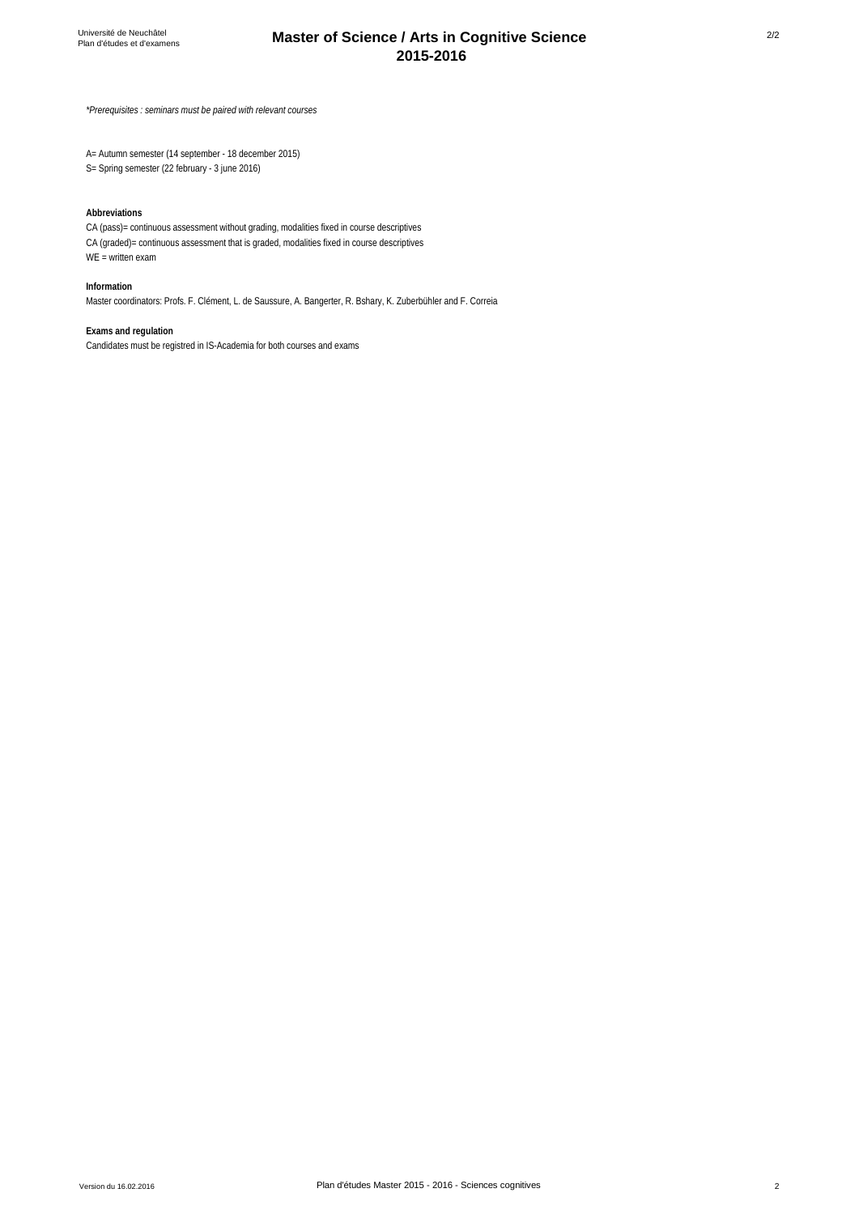*\*Prerequisites : seminars must be paired with relevant courses*

A= Autumn semester (14 september - 18 december 2015)
S= Spring semester (22 february - 3 june 2016)

**Abbreviations**

CA (pass)= continuous assessment without grading, modalities fixed in course descriptives
CA (graded)= continuous assessment that is graded, modalities fixed in course descriptives
WE = written exam

**Information**

Master coordinators: Profs. F. Clément, L. de Saussure, A. Bangerter, R. Bshary, K. Zuberbühler and F. Correia

**Exams and regulation**

Candidates must be registred in IS-Academia for both courses and exams